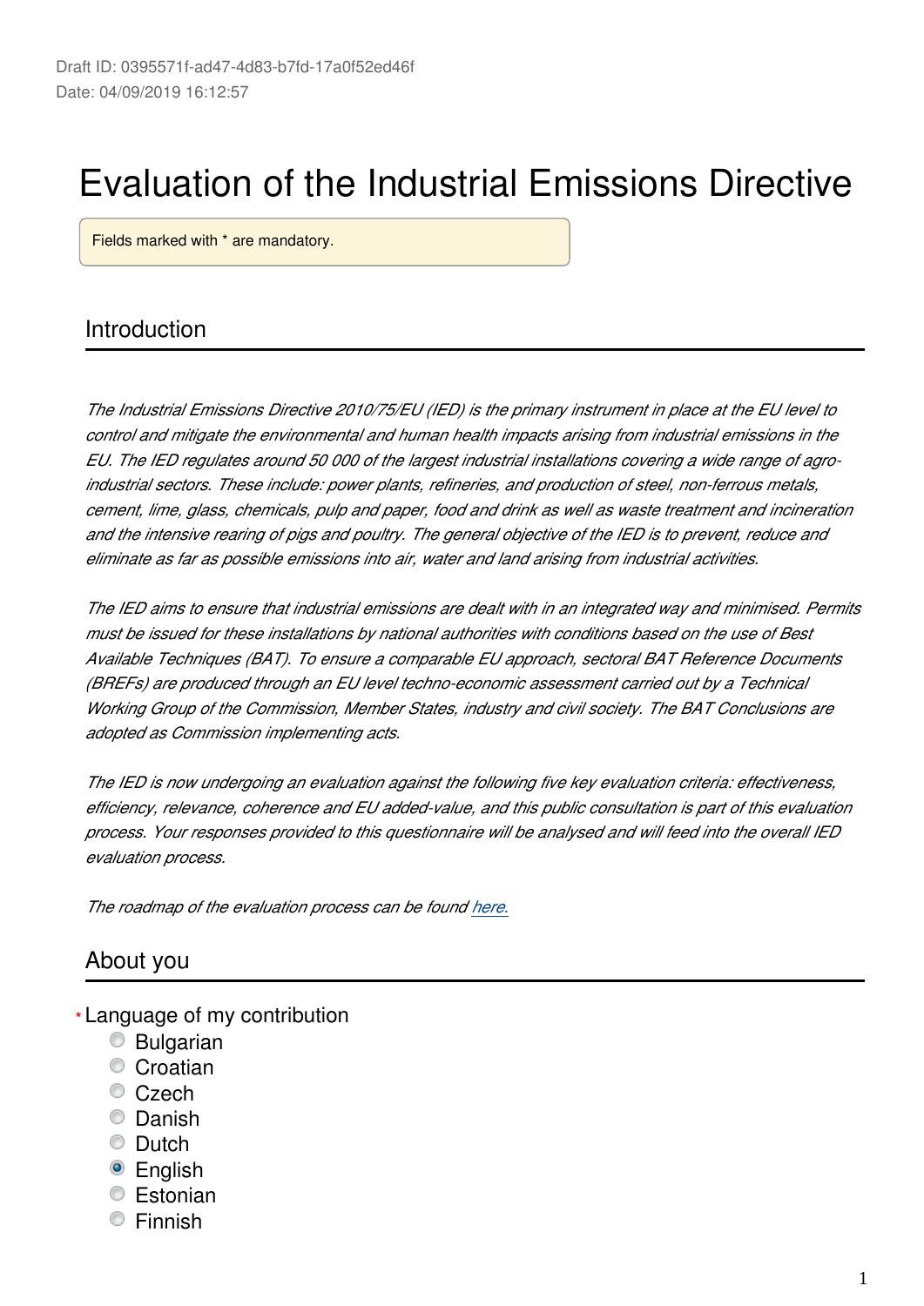Draft ID: 0395571f-ad47-4d83-b7fd-17a0f52ed46f
Date: 04/09/2019 16:12:57

# Evaluation of the Industrial Emissions Directive

Fields marked with * are mandatory.

## Introduction

*The Industrial Emissions Directive 2010/75/EU (IED) is the primary instrument in place at the EU level to control and mitigate the environmental and human health impacts arising from industrial emissions in the EU. The IED regulates around 50 000 of the largest industrial installations covering a wide range of agro-industrial sectors. These include: power plants, refineries, and production of steel, non-ferrous metals, cement, lime, glass, chemicals, pulp and paper, food and drink as well as waste treatment and incineration and the intensive rearing of pigs and poultry. The general objective of the IED is to prevent, reduce and eliminate as far as possible emissions into air, water and land arising from industrial activities.*

*The IED aims to ensure that industrial emissions are dealt with in an integrated way and minimised. Permits must be issued for these installations by national authorities with conditions based on the use of Best Available Techniques (BAT). To ensure a comparable EU approach, sectoral BAT Reference Documents (BREFs) are produced through an EU level techno-economic assessment carried out by a Technical Working Group of the Commission, Member States, industry and civil society. The BAT Conclusions are adopted as Commission implementing acts.*

*The IED is now undergoing an evaluation against the following five key evaluation criteria: effectiveness, efficiency, relevance, coherence and EU added-value, and this public consultation is part of this evaluation process. Your responses provided to this questionnaire will be analysed and will feed into the overall IED evaluation process.*

*The roadmap of the evaluation process can be found [here](here).*

## About you

* Language of my contribution
  - ◯ Bulgarian
  - ◯ Croatian
  - ◯ Czech
  - ◯ Danish
  - ◯ Dutch
  - ◉ English
  - ◯ Estonian
  - ◯ Finnish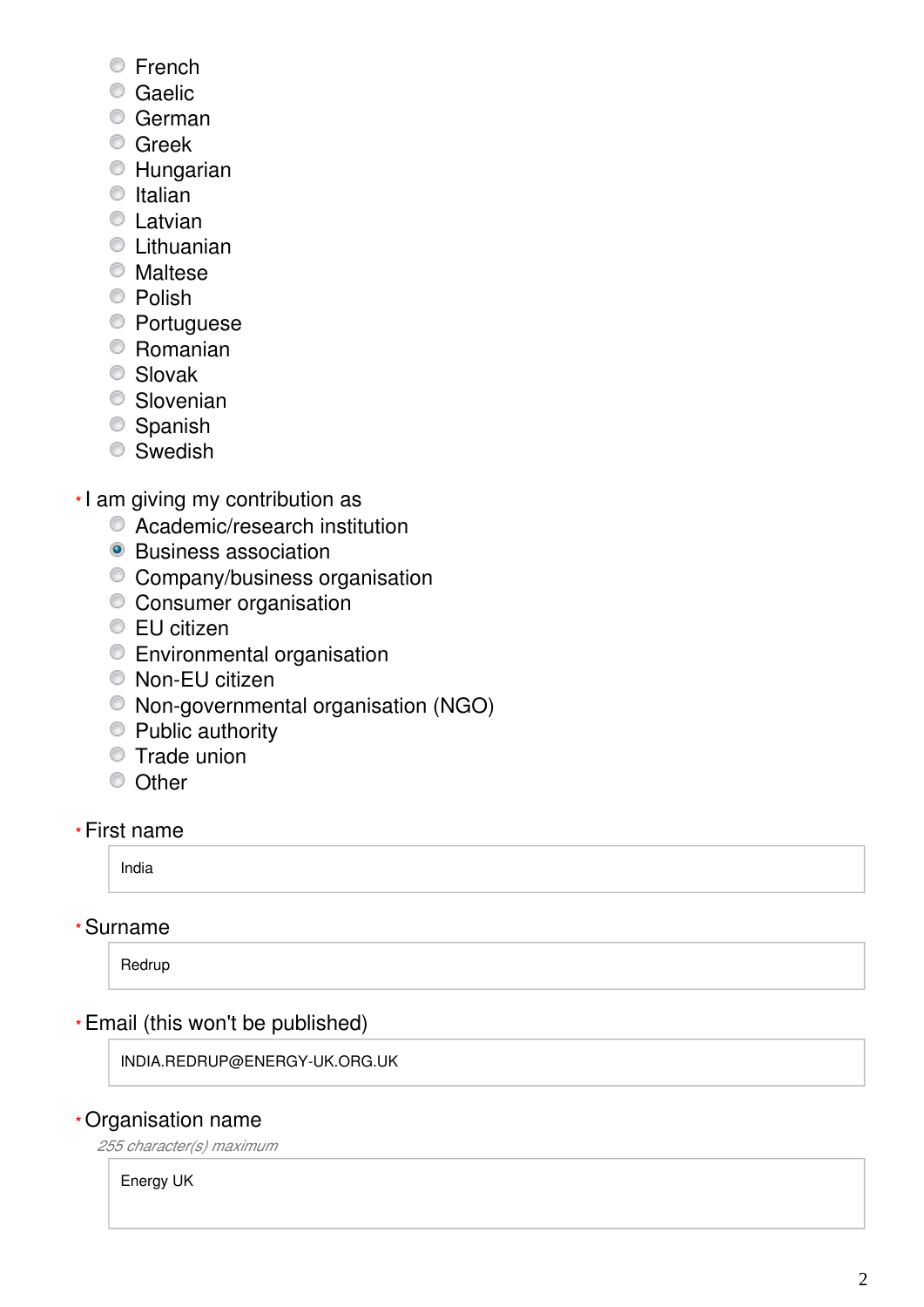- French
- Gaelic
- German
- Greek
- Hungarian
- Italian
- Latvian
- Lithuanian
- Maltese
- Polish
- Portuguese
- Romanian
- Slovak
- Slovenian
- Spanish
- Swedish

\* I am giving my contribution as

- Academic/research institution
- ◉ Business association
- Company/business organisation
- Consumer organisation
- EU citizen
- Environmental organisation
- Non-EU citizen
- Non-governmental organisation (NGO)
- Public authority
- Trade union
- Other

\* First name

India

\* Surname

Redrup

\* Email (this won't be published)

INDIA.REDRUP@ENERGY-UK.ORG.UK

\* Organisation name

*255 character(s) maximum*

Energy UK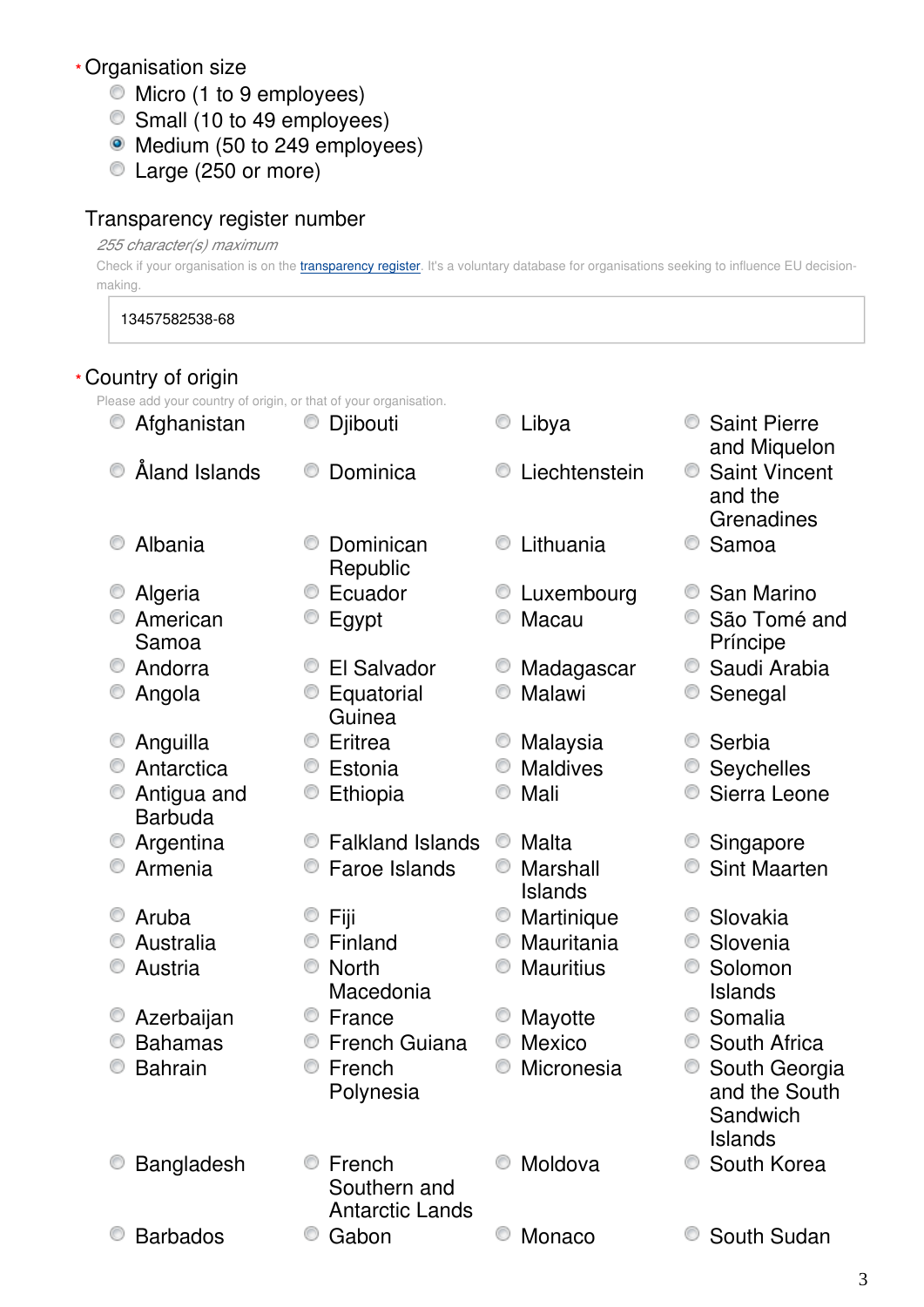\* Organisation size

- ( ) Micro (1 to 9 employees)
- ( ) Small (10 to 49 employees)
- (•) Medium (50 to 249 employees)
- ( ) Large (250 or more)

Transparency register number

*255 character(s) maximum*

Check if your organisation is on the transparency register. It's a voluntary database for organisations seeking to influence EU decision-making.

13457582538-68

\* Country of origin

Please add your country of origin, or that of your organisation.

- ( ) Afghanistan
- ( ) Åland Islands
- ( ) Albania
- ( ) Algeria
- ( ) American Samoa
- ( ) Andorra
- ( ) Angola
- ( ) Anguilla
- ( ) Antarctica
- ( ) Antigua and Barbuda
- ( ) Argentina
- ( ) Armenia
- ( ) Aruba
- ( ) Australia
- ( ) Austria
- ( ) Azerbaijan
- ( ) Bahamas
- ( ) Bahrain
- ( ) Bangladesh
- ( ) Barbados
- ( ) Djibouti
- ( ) Dominica
- ( ) Dominican Republic
- ( ) Ecuador
- ( ) Egypt
- ( ) El Salvador
- ( ) Equatorial Guinea
- ( ) Eritrea
- ( ) Estonia
- ( ) Ethiopia
- ( ) Falkland Islands
- ( ) Faroe Islands
- ( ) Fiji
- ( ) Finland
- ( ) North Macedonia
- ( ) France
- ( ) French Guiana
- ( ) French Polynesia
- ( ) French Southern and Antarctic Lands
- ( ) Gabon
- ( ) Libya
- ( ) Liechtenstein
- ( ) Lithuania
- ( ) Luxembourg
- ( ) Macau
- ( ) Madagascar
- ( ) Malawi
- ( ) Malaysia
- ( ) Maldives
- ( ) Mali
- ( ) Malta
- ( ) Marshall Islands
- ( ) Martinique
- ( ) Mauritania
- ( ) Mauritius
- ( ) Mayotte
- ( ) Mexico
- ( ) Micronesia
- ( ) Moldova
- ( ) Monaco
- ( ) Saint Pierre and Miquelon
- ( ) Saint Vincent and the Grenadines
- ( ) Samoa
- ( ) San Marino
- ( ) São Tomé and Príncipe
- ( ) Saudi Arabia
- ( ) Senegal
- ( ) Serbia
- ( ) Seychelles
- ( ) Sierra Leone
- ( ) Singapore
- ( ) Sint Maarten
- ( ) Slovakia
- ( ) Slovenia
- ( ) Solomon Islands
- ( ) Somalia
- ( ) South Africa
- ( ) South Georgia and the South Sandwich Islands
- ( ) South Korea
- ( ) South Sudan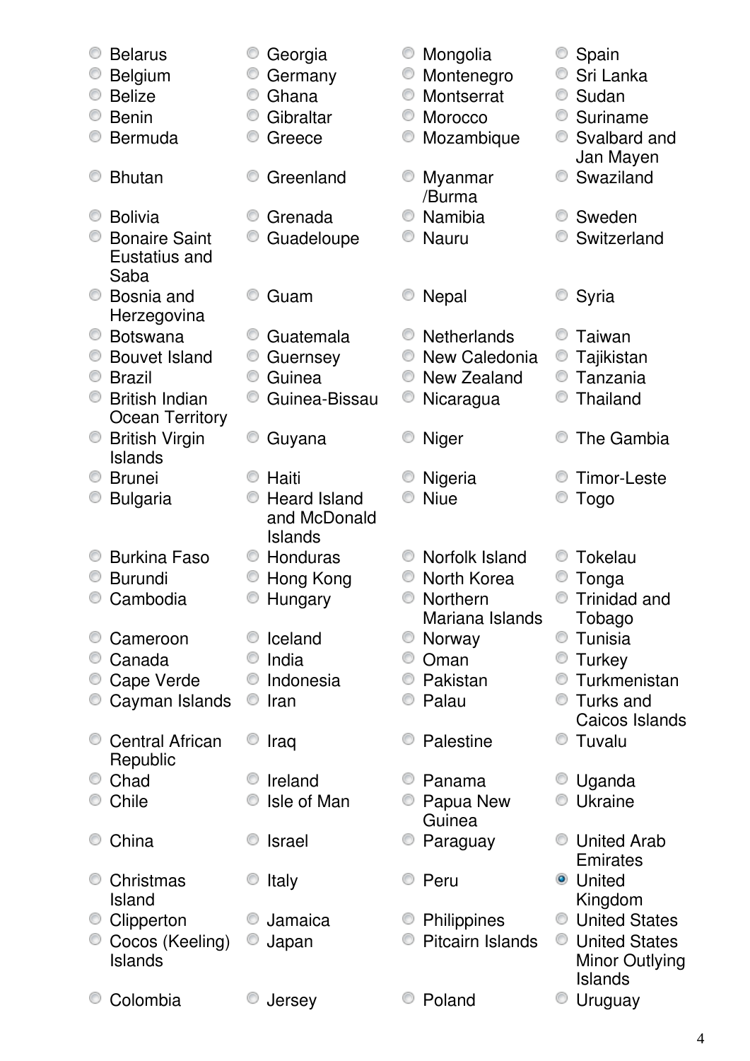- ○ Belarus
- ○ Belgium
- ○ Belize
- ○ Benin
- ○ Bermuda
- ○ Bhutan
- ○ Bolivia
- ○ Bonaire Saint Eustatius and Saba
- ○ Bosnia and Herzegovina
- ○ Botswana
- ○ Bouvet Island
- ○ Brazil
- ○ British Indian Ocean Territory
- ○ British Virgin Islands
- ○ Brunei
- ○ Bulgaria
- ○ Burkina Faso
- ○ Burundi
- ○ Cambodia
- ○ Cameroon
- ○ Canada
- ○ Cape Verde
- ○ Cayman Islands
- ○ Central African Republic
- ○ Chad
- ○ Chile
- ○ China
- ○ Christmas Island
- ○ Clipperton
- ○ Cocos (Keeling) Islands
- ○ Colombia
- ○ Georgia
- ○ Germany
- ○ Ghana
- ○ Gibraltar
- ○ Greece
- ○ Greenland
- ○ Grenada
- ○ Guadeloupe
- ○ Guam
- ○ Guatemala
- ○ Guernsey
- ○ Guinea
- ○ Guinea-Bissau
- ○ Guyana
- ○ Haiti
- ○ Heard Island and McDonald Islands
- ○ Honduras
- ○ Hong Kong
- ○ Hungary
- ○ Iceland
- ○ India
- ○ Indonesia
- ○ Iran
- ○ Iraq
- ○ Ireland
- ○ Isle of Man
- ○ Israel
- ○ Italy
- ○ Jamaica
- ○ Japan
- ○ Jersey
- ○ Mongolia
- ○ Montenegro
- ○ Montserrat
- ○ Morocco
- ○ Mozambique
- ○ Myanmar /Burma
- ○ Namibia
- ○ Nauru
- ○ Nepal
- ○ Netherlands
- ○ New Caledonia
- ○ New Zealand
- ○ Nicaragua
- ○ Niger
- ○ Nigeria
- ○ Niue
- ○ Norfolk Island
- ○ North Korea
- ○ Northern Mariana Islands
- ○ Norway
- ○ Oman
- ○ Pakistan
- ○ Palau
- ○ Palestine
- ○ Panama
- ○ Papua New Guinea
- ○ Paraguay
- ○ Peru
- ○ Philippines
- ○ Pitcairn Islands
- ○ Poland
- ○ Spain
- ○ Sri Lanka
- ○ Sudan
- ○ Suriname
- ○ Svalbard and Jan Mayen
- ○ Swaziland
- ○ Sweden
- ○ Switzerland
- ○ Syria
- ○ Taiwan
- ○ Tajikistan
- ○ Tanzania
- ○ Thailand
- ○ The Gambia
- ○ Timor-Leste
- ○ Togo
- ○ Tokelau
- ○ Tonga
- ○ Trinidad and Tobago
- ○ Tunisia
- ○ Turkey
- ○ Turkmenistan
- ○ Turks and Caicos Islands
- ○ Tuvalu
- ○ Uganda
- ○ Ukraine
- ○ United Arab Emirates
- ◉ United Kingdom
- ○ United States
- ○ United States Minor Outlying Islands
- ○ Uruguay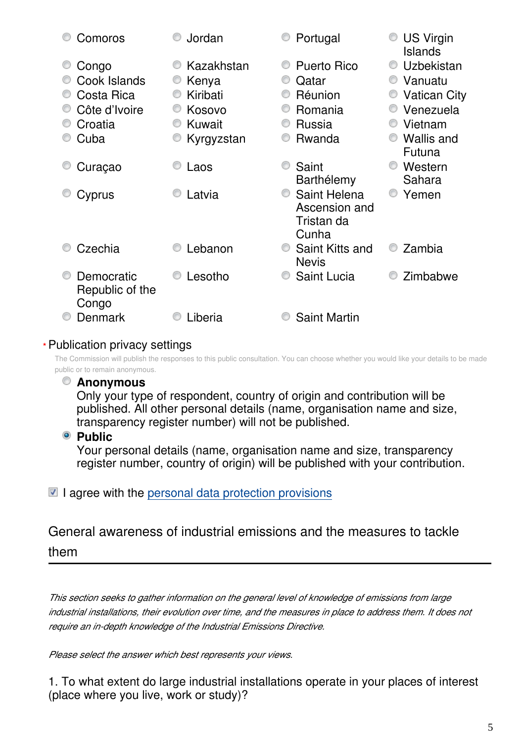- Comoros
- Congo
- Cook Islands
- Costa Rica
- Côte d'Ivoire
- Croatia
- Cuba
- Curaçao
- Cyprus
- Czechia
- Democratic Republic of the Congo
- Denmark
- Jordan
- Kazakhstan
- Kenya
- Kiribati
- Kosovo
- Kuwait
- Kyrgyzstan
- Laos
- Latvia
- Lebanon
- Lesotho
- Liberia
- Portugal
- Puerto Rico
- Qatar
- Réunion
- Romania
- Russia
- Rwanda
- Saint Barthélemy
- Saint Helena Ascension and Tristan da Cunha
- Saint Kitts and Nevis
- Saint Lucia
- Saint Martin
- US Virgin Islands
- Uzbekistan
- Vanuatu
- Vatican City
- Venezuela
- Vietnam
- Wallis and Futuna
- Western Sahara
- Yemen
- Zambia
- Zimbabwe

\* Publication privacy settings

The Commission will publish the responses to this public consultation. You can choose whether you would like your details to be made public or to remain anonymous.

- **Anonymous**
  Only your type of respondent, country of origin and contribution will be published. All other personal details (name, organisation name and size, transparency register number) will not be published.
- ◉ **Public**
  Your personal details (name, organisation name and size, transparency register number, country of origin) will be published with your contribution.

☑ I agree with the personal data protection provisions

## General awareness of industrial emissions and the measures to tackle them

*This section seeks to gather information on the general level of knowledge of emissions from large industrial installations, their evolution over time, and the measures in place to address them. It does not require an in-depth knowledge of the Industrial Emissions Directive.*

*Please select the answer which best represents your views.*

1. To what extent do large industrial installations operate in your places of interest (place where you live, work or study)?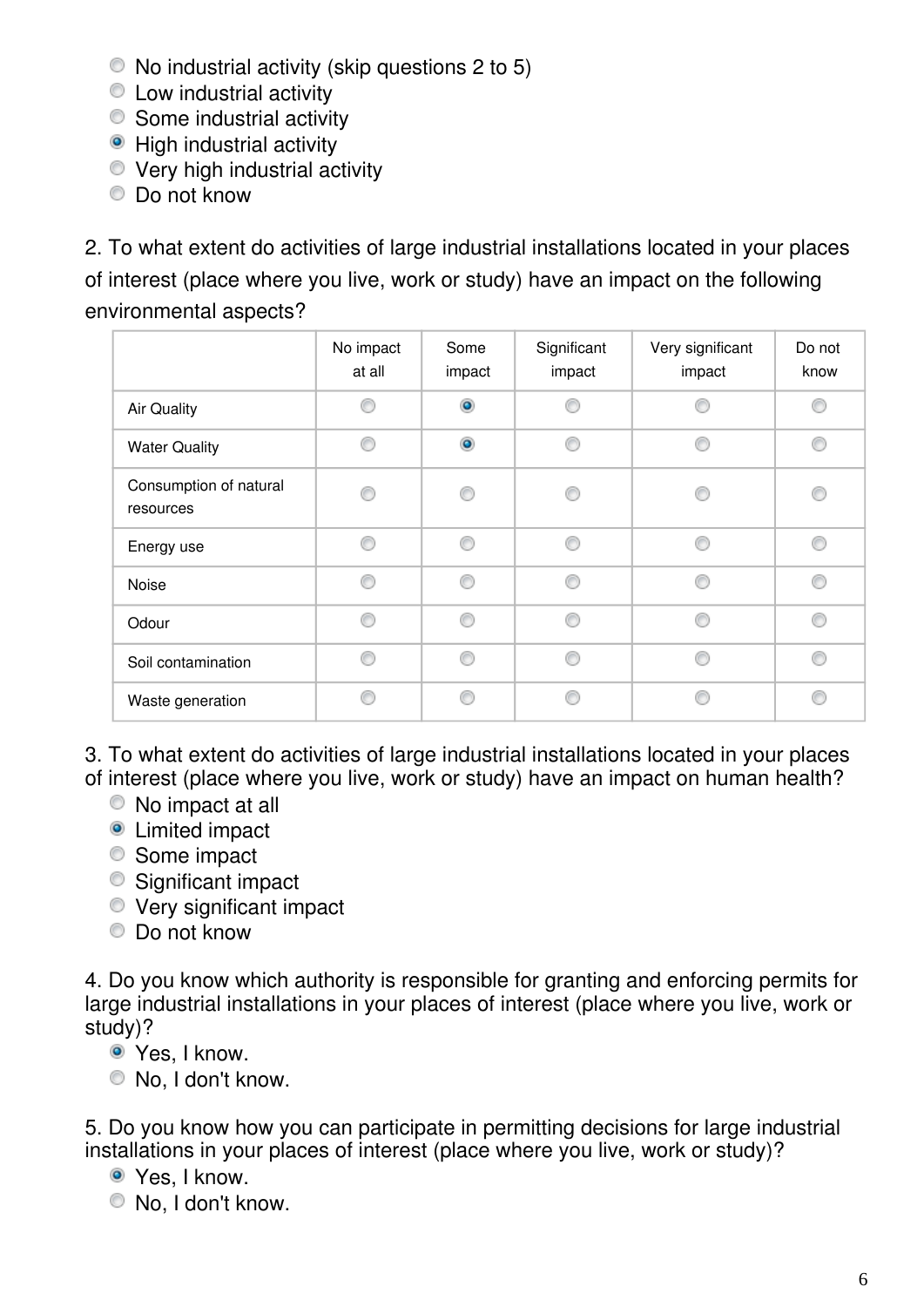- ○ No industrial activity (skip questions 2 to 5)
- ○ Low industrial activity
- ○ Some industrial activity
- ● High industrial activity
- ○ Very high industrial activity
- ○ Do not know

2. To what extent do activities of large industrial installations located in your places of interest (place where you live, work or study) have an impact on the following environmental aspects?

| | No impact at all | Some impact | Significant impact | Very significant impact | Do not know |
|---|---|---|---|---|---|
| Air Quality | ○ | ● | ○ | ○ | ○ |
| Water Quality | ○ | ● | ○ | ○ | ○ |
| Consumption of natural resources | ○ | ○ | ○ | ○ | ○ |
| Energy use | ○ | ○ | ○ | ○ | ○ |
| Noise | ○ | ○ | ○ | ○ | ○ |
| Odour | ○ | ○ | ○ | ○ | ○ |
| Soil contamination | ○ | ○ | ○ | ○ | ○ |
| Waste generation | ○ | ○ | ○ | ○ | ○ |

3. To what extent do activities of large industrial installations located in your places of interest (place where you live, work or study) have an impact on human health?

- ○ No impact at all
- ● Limited impact
- ○ Some impact
- ○ Significant impact
- ○ Very significant impact
- ○ Do not know

4. Do you know which authority is responsible for granting and enforcing permits for large industrial installations in your places of interest (place where you live, work or study)?

- ● Yes, I know.
- ○ No, I don't know.

5. Do you know how you can participate in permitting decisions for large industrial installations in your places of interest (place where you live, work or study)?

- ● Yes, I know.
- ○ No, I don't know.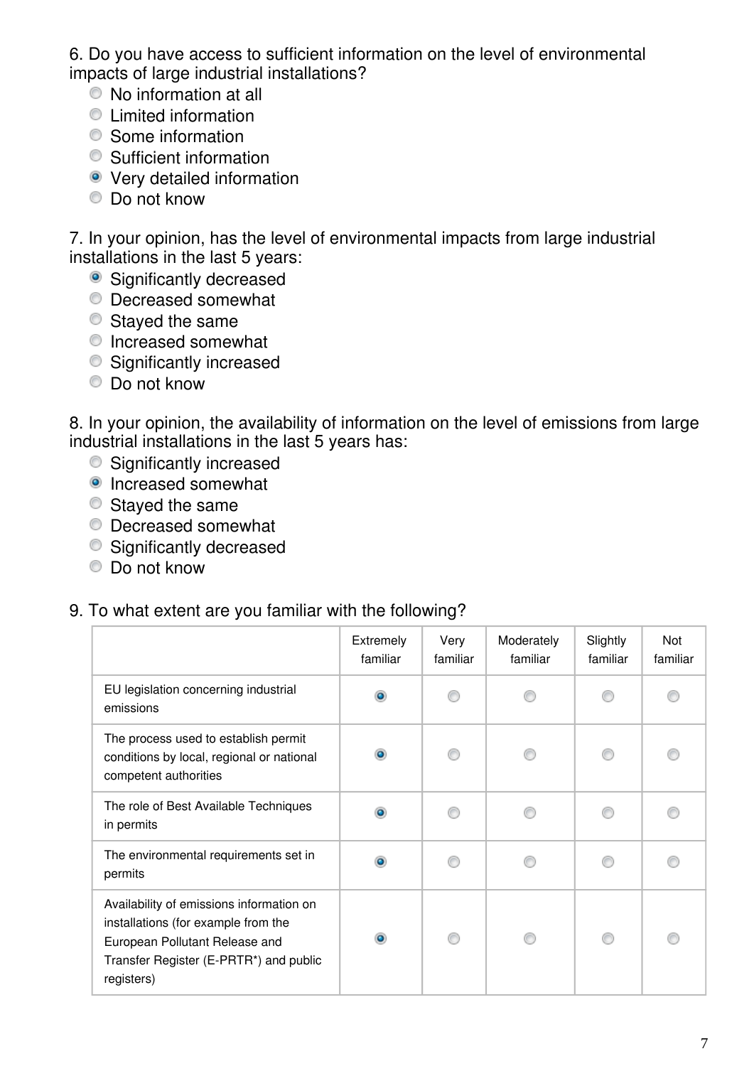6. Do you have access to sufficient information on the level of environmental impacts of large industrial installations?

- ○ No information at all
- ○ Limited information
- ○ Some information
- ○ Sufficient information
- ● Very detailed information
- ○ Do not know

7. In your opinion, has the level of environmental impacts from large industrial installations in the last 5 years:

- ● Significantly decreased
- ○ Decreased somewhat
- ○ Stayed the same
- ○ Increased somewhat
- ○ Significantly increased
- ○ Do not know

8. In your opinion, the availability of information on the level of emissions from large industrial installations in the last 5 years has:

- ○ Significantly increased
- ● Increased somewhat
- ○ Stayed the same
- ○ Decreased somewhat
- ○ Significantly decreased
- ○ Do not know

9. To what extent are you familiar with the following?

| | Extremely familiar | Very familiar | Moderately familiar | Slightly familiar | Not familiar |
|---|---|---|---|---|---|
| EU legislation concerning industrial emissions | ● | ○ | ○ | ○ | ○ |
| The process used to establish permit conditions by local, regional or national competent authorities | ● | ○ | ○ | ○ | ○ |
| The role of Best Available Techniques in permits | ● | ○ | ○ | ○ | ○ |
| The environmental requirements set in permits | ● | ○ | ○ | ○ | ○ |
| Availability of emissions information on installations (for example from the European Pollutant Release and Transfer Register (E-PRTR*) and public registers) | ● | ○ | ○ | ○ | ○ |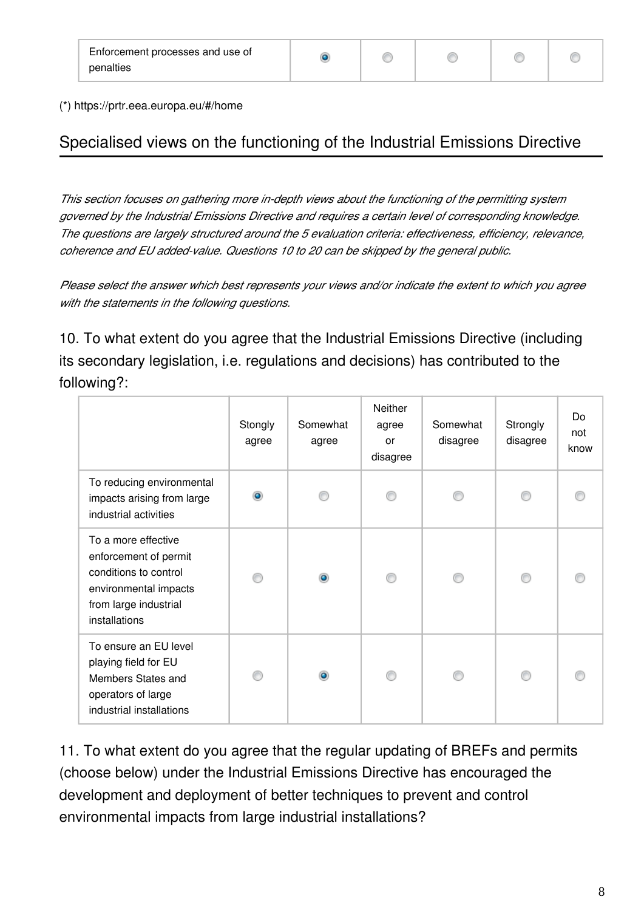| Enforcement processes and use of penalties | ◉ | ○ | ○ | ○ | ○ |
|---|---|---|---|---|---|

(*) https://prtr.eea.europa.eu/#/home

## Specialised views on the functioning of the Industrial Emissions Directive

*This section focuses on gathering more in-depth views about the functioning of the permitting system governed by the Industrial Emissions Directive and requires a certain level of corresponding knowledge. The questions are largely structured around the 5 evaluation criteria: effectiveness, efficiency, relevance, coherence and EU added-value. Questions 10 to 20 can be skipped by the general public.*

*Please select the answer which best represents your views and/or indicate the extent to which you agree with the statements in the following questions.*

10. To what extent do you agree that the Industrial Emissions Directive (including its secondary legislation, i.e. regulations and decisions) has contributed to the following?:

| | Stongly agree | Somewhat agree | Neither agree or disagree | Somewhat disagree | Strongly disagree | Do not know |
|---|---|---|---|---|---|---|
| To reducing environmental impacts arising from large industrial activities | ◉ | ○ | ○ | ○ | ○ | ○ |
| To a more effective enforcement of permit conditions to control environmental impacts from large industrial installations | ○ | ◉ | ○ | ○ | ○ | ○ |
| To ensure an EU level playing field for EU Members States and operators of large industrial installations | ○ | ◉ | ○ | ○ | ○ | ○ |

11. To what extent do you agree that the regular updating of BREFs and permits (choose below) under the Industrial Emissions Directive has encouraged the development and deployment of better techniques to prevent and control environmental impacts from large industrial installations?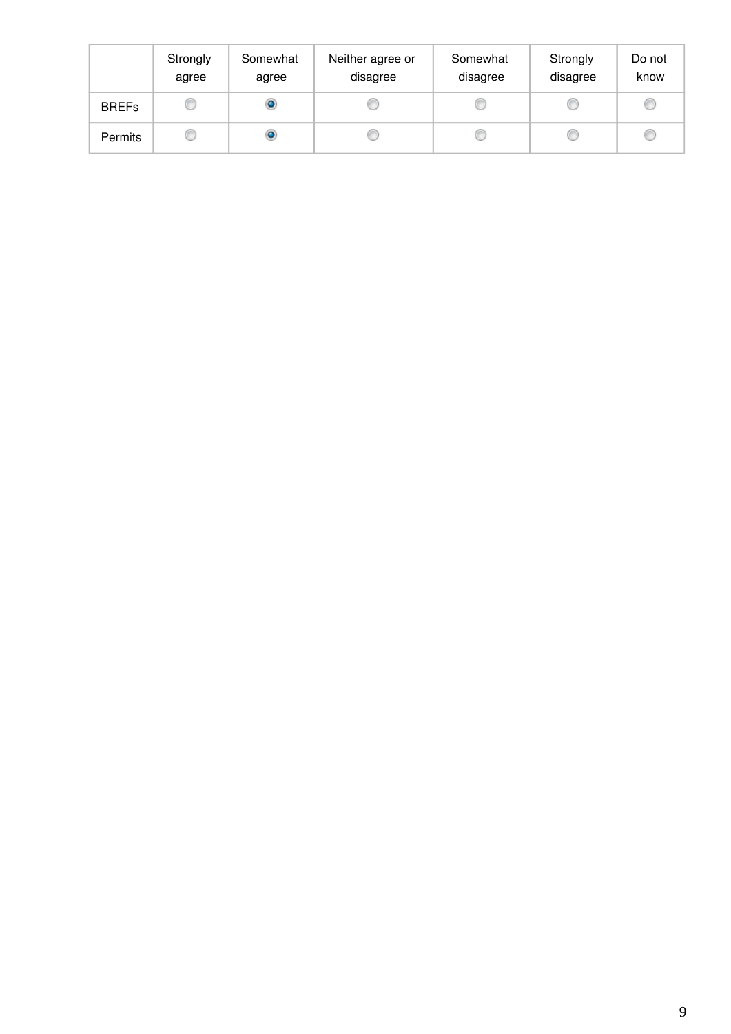| | Strongly agree | Somewhat agree | Neither agree or disagree | Somewhat disagree | Strongly disagree | Do not know |
|---|---|---|---|---|---|---|
| BREFs | ○ | ● | ○ | ○ | ○ | ○ |
| Permits | ○ | ● | ○ | ○ | ○ | ○ |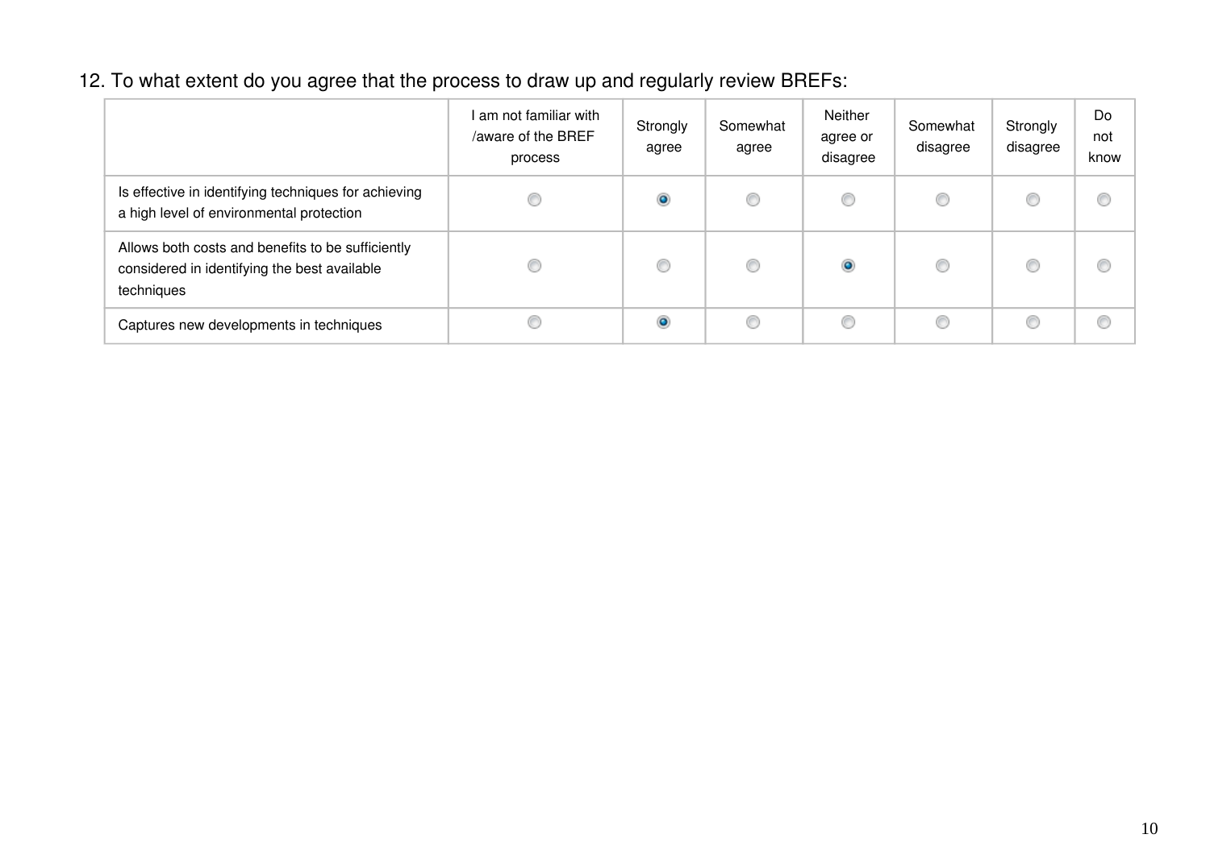12. To what extent do you agree that the process to draw up and regularly review BREFs:

| | I am not familiar with /aware of the BREF process | Strongly agree | Somewhat agree | Neither agree or disagree | Somewhat disagree | Strongly disagree | Do not know |
|---|---|---|---|---|---|---|---|
| Is effective in identifying techniques for achieving a high level of environmental protection | ○ | ◉ | ○ | ○ | ○ | ○ | ○ |
| Allows both costs and benefits to be sufficiently considered in identifying the best available techniques | ○ | ○ | ○ | ◉ | ○ | ○ | ○ |
| Captures new developments in techniques | ○ | ◉ | ○ | ○ | ○ | ○ | ○ |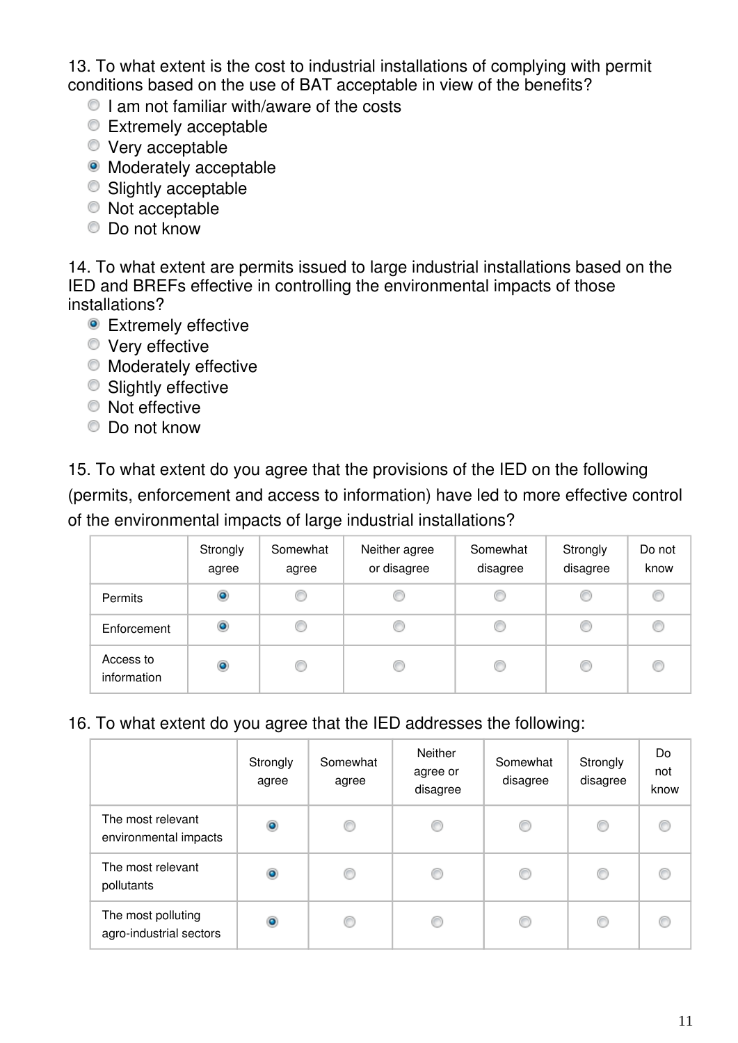13. To what extent is the cost to industrial installations of complying with permit conditions based on the use of BAT acceptable in view of the benefits?

- ◯ I am not familiar with/aware of the costs
- ◯ Extremely acceptable
- ◯ Very acceptable
- ◉ Moderately acceptable
- ◯ Slightly acceptable
- ◯ Not acceptable
- ◯ Do not know

14. To what extent are permits issued to large industrial installations based on the IED and BREFs effective in controlling the environmental impacts of those installations?

- ◉ Extremely effective
- ◯ Very effective
- ◯ Moderately effective
- ◯ Slightly effective
- ◯ Not effective
- ◯ Do not know

15. To what extent do you agree that the provisions of the IED on the following (permits, enforcement and access to information) have led to more effective control of the environmental impacts of large industrial installations?

| | Strongly agree | Somewhat agree | Neither agree or disagree | Somewhat disagree | Strongly disagree | Do not know |
|---|---|---|---|---|---|---|
| Permits | ◉ | ◯ | ◯ | ◯ | ◯ | ◯ |
| Enforcement | ◉ | ◯ | ◯ | ◯ | ◯ | ◯ |
| Access to information | ◉ | ◯ | ◯ | ◯ | ◯ | ◯ |

16. To what extent do you agree that the IED addresses the following:

| | Strongly agree | Somewhat agree | Neither agree or disagree | Somewhat disagree | Strongly disagree | Do not know |
|---|---|---|---|---|---|---|
| The most relevant environmental impacts | ◉ | ◯ | ◯ | ◯ | ◯ | ◯ |
| The most relevant pollutants | ◉ | ◯ | ◯ | ◯ | ◯ | ◯ |
| The most polluting agro-industrial sectors | ◉ | ◯ | ◯ | ◯ | ◯ | ◯ |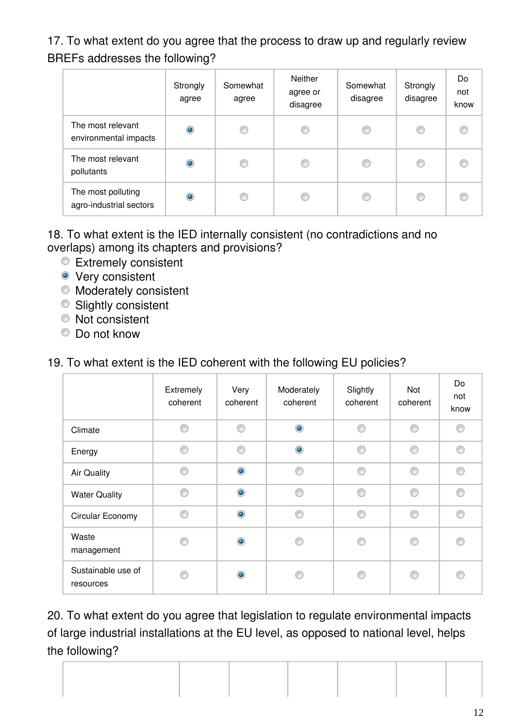17. To what extent do you agree that the process to draw up and regularly review BREFs addresses the following?

| | Strongly agree | Somewhat agree | Neither agree or disagree | Somewhat disagree | Strongly disagree | Do not know |
|---|---|---|---|---|---|---|
| The most relevant environmental impacts | ◉ | ○ | ○ | ○ | ○ | ○ |
| The most relevant pollutants | ◉ | ○ | ○ | ○ | ○ | ○ |
| The most polluting agro-industrial sectors | ◉ | ○ | ○ | ○ | ○ | ○ |

18. To what extent is the IED internally consistent (no contradictions and no overlaps) among its chapters and provisions?

- ○ Extremely consistent
- ◉ Very consistent
- ○ Moderately consistent
- ○ Slightly consistent
- ○ Not consistent
- ○ Do not know

19. To what extent is the IED coherent with the following EU policies?

| | Extremely coherent | Very coherent | Moderately coherent | Slightly coherent | Not coherent | Do not know |
|---|---|---|---|---|---|---|
| Climate | ○ | ○ | ◉ | ○ | ○ | ○ |
| Energy | ○ | ○ | ◉ | ○ | ○ | ○ |
| Air Quality | ○ | ◉ | ○ | ○ | ○ | ○ |
| Water Quality | ○ | ◉ | ○ | ○ | ○ | ○ |
| Circular Economy | ○ | ◉ | ○ | ○ | ○ | ○ |
| Waste management | ○ | ◉ | ○ | ○ | ○ | ○ |
| Sustainable use of resources | ○ | ◉ | ○ | ○ | ○ | ○ |

20. To what extent do you agree that legislation to regulate environmental impacts of large industrial installations at the EU level, as opposed to national level, helps the following?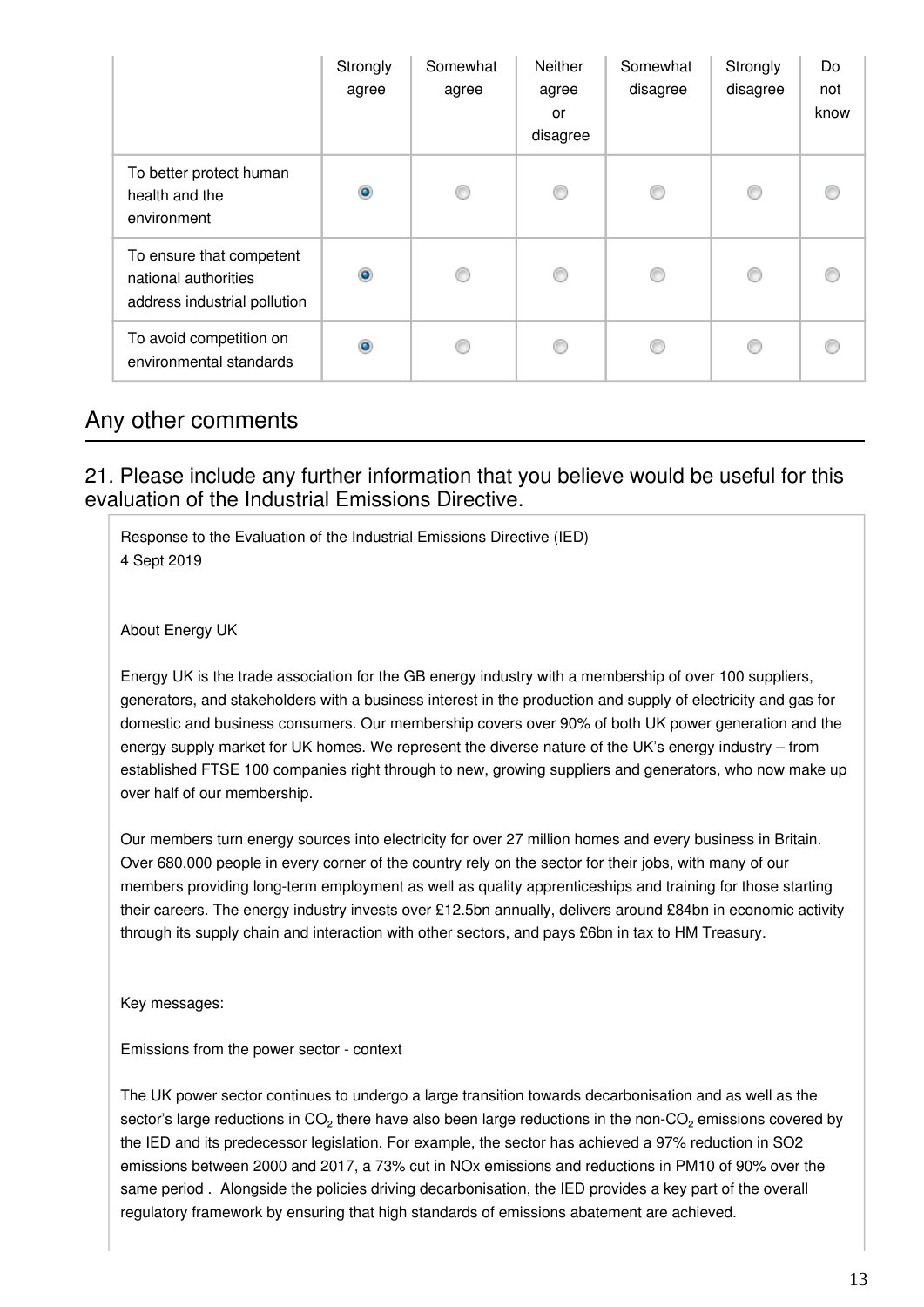| | Strongly agree | Somewhat agree | Neither agree or disagree | Somewhat disagree | Strongly disagree | Do not know |
|---|---|---|---|---|---|---|
| To better protect human health and the environment | ● | ○ | ○ | ○ | ○ | ○ |
| To ensure that competent national authorities address industrial pollution | ● | ○ | ○ | ○ | ○ | ○ |
| To avoid competition on environmental standards | ● | ○ | ○ | ○ | ○ | ○ |

## Any other comments

### 21. Please include any further information that you believe would be useful for this evaluation of the Industrial Emissions Directive.

Response to the Evaluation of the Industrial Emissions Directive (IED)
4 Sept 2019

About Energy UK

Energy UK is the trade association for the GB energy industry with a membership of over 100 suppliers, generators, and stakeholders with a business interest in the production and supply of electricity and gas for domestic and business consumers. Our membership covers over 90% of both UK power generation and the energy supply market for UK homes. We represent the diverse nature of the UK's energy industry – from established FTSE 100 companies right through to new, growing suppliers and generators, who now make up over half of our membership.

Our members turn energy sources into electricity for over 27 million homes and every business in Britain. Over 680,000 people in every corner of the country rely on the sector for their jobs, with many of our members providing long-term employment as well as quality apprenticeships and training for those starting their careers. The energy industry invests over £12.5bn annually, delivers around £84bn in economic activity through its supply chain and interaction with other sectors, and pays £6bn in tax to HM Treasury.

Key messages:

Emissions from the power sector - context

The UK power sector continues to undergo a large transition towards decarbonisation and as well as the sector's large reductions in $CO_2$ there have also been large reductions in the non-$CO_2$ emissions covered by the IED and its predecessor legislation. For example, the sector has achieved a 97% reduction in SO2 emissions between 2000 and 2017, a 73% cut in NOx emissions and reductions in PM10 of 90% over the same period . Alongside the policies driving decarbonisation, the IED provides a key part of the overall regulatory framework by ensuring that high standards of emissions abatement are achieved.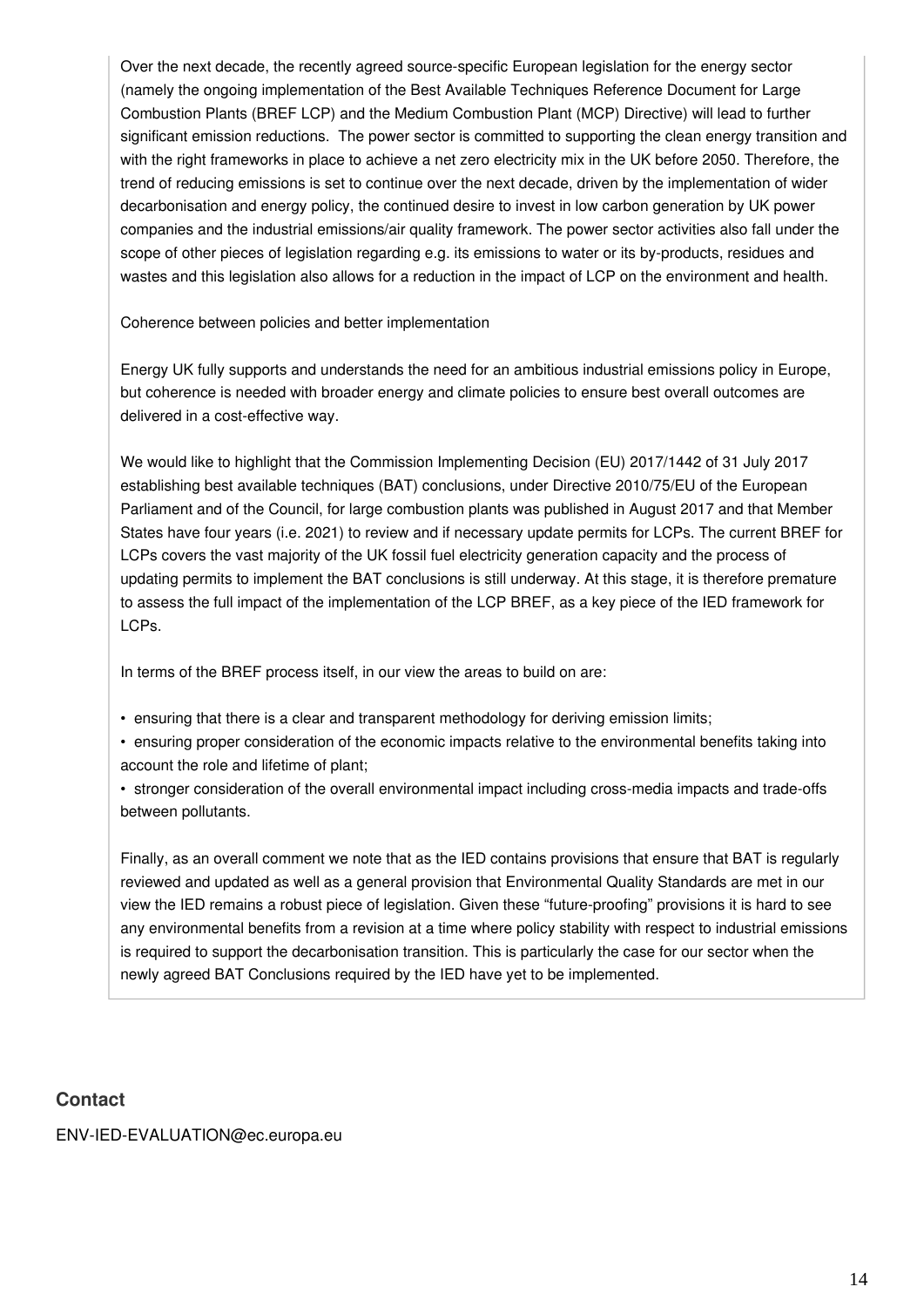Over the next decade, the recently agreed source-specific European legislation for the energy sector (namely the ongoing implementation of the Best Available Techniques Reference Document for Large Combustion Plants (BREF LCP) and the Medium Combustion Plant (MCP) Directive) will lead to further significant emission reductions. The power sector is committed to supporting the clean energy transition and with the right frameworks in place to achieve a net zero electricity mix in the UK before 2050. Therefore, the trend of reducing emissions is set to continue over the next decade, driven by the implementation of wider decarbonisation and energy policy, the continued desire to invest in low carbon generation by UK power companies and the industrial emissions/air quality framework. The power sector activities also fall under the scope of other pieces of legislation regarding e.g. its emissions to water or its by-products, residues and wastes and this legislation also allows for a reduction in the impact of LCP on the environment and health.

Coherence between policies and better implementation

Energy UK fully supports and understands the need for an ambitious industrial emissions policy in Europe, but coherence is needed with broader energy and climate policies to ensure best overall outcomes are delivered in a cost-effective way.

We would like to highlight that the Commission Implementing Decision (EU) 2017/1442 of 31 July 2017 establishing best available techniques (BAT) conclusions, under Directive 2010/75/EU of the European Parliament and of the Council, for large combustion plants was published in August 2017 and that Member States have four years (i.e. 2021) to review and if necessary update permits for LCPs. The current BREF for LCPs covers the vast majority of the UK fossil fuel electricity generation capacity and the process of updating permits to implement the BAT conclusions is still underway. At this stage, it is therefore premature to assess the full impact of the implementation of the LCP BREF, as a key piece of the IED framework for LCPs.

In terms of the BREF process itself, in our view the areas to build on are:

- ensuring that there is a clear and transparent methodology for deriving emission limits;
- ensuring proper consideration of the economic impacts relative to the environmental benefits taking into account the role and lifetime of plant;
- stronger consideration of the overall environmental impact including cross-media impacts and trade-offs between pollutants.

Finally, as an overall comment we note that as the IED contains provisions that ensure that BAT is regularly reviewed and updated as well as a general provision that Environmental Quality Standards are met in our view the IED remains a robust piece of legislation. Given these "future-proofing" provisions it is hard to see any environmental benefits from a revision at a time where policy stability with respect to industrial emissions is required to support the decarbonisation transition. This is particularly the case for our sector when the newly agreed BAT Conclusions required by the IED have yet to be implemented.

### Contact

ENV-IED-EVALUATION@ec.europa.eu